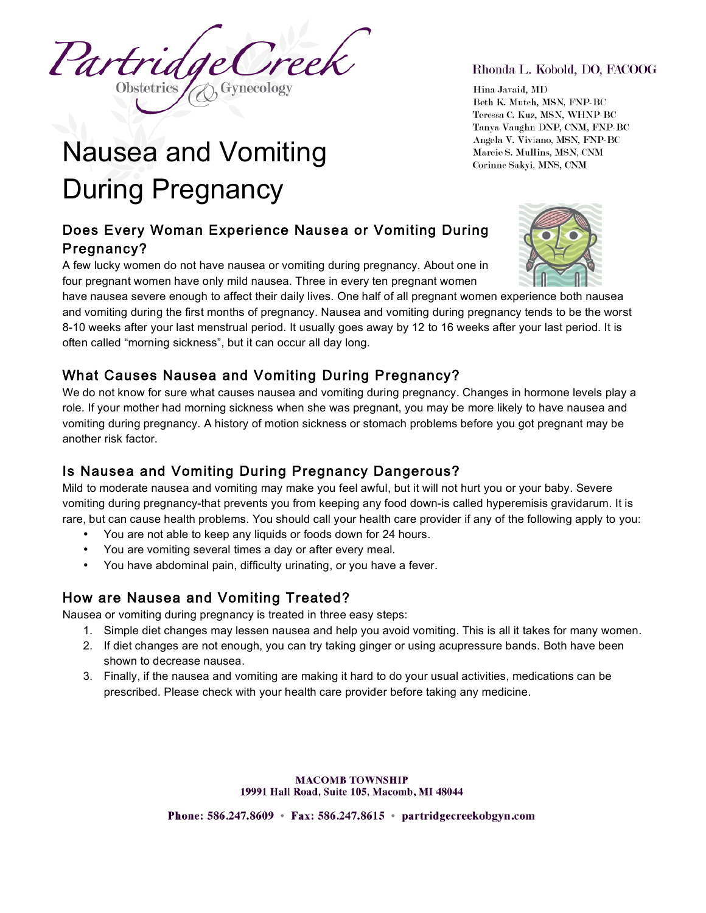Partridge Creek Obstetrics & Gynecology

Rhonda L. Kobold, DO, FACOOG

Hina Javaid, MD
Beth K. Mutch, MSN, FNP-BC
Teressa C. Kuz, MSN, WHNP-BC
Tanya Vaughn DNP, CNM, FNP-BC
Angela V. Viviano, MSN, FNP-BC
Marcie S. Mullins, MSN, CNM
Corinne Sakyi, MNS, CNM

# Nausea and Vomiting During Pregnancy

## Does Every Woman Experience Nausea or Vomiting During Pregnancy?

A few lucky women do not have nausea or vomiting during pregnancy. About one in four pregnant women have only mild nausea. Three in every ten pregnant women have nausea severe enough to affect their daily lives. One half of all pregnant women experience both nausea and vomiting during the first months of pregnancy. Nausea and vomiting during pregnancy tends to be the worst 8-10 weeks after your last menstrual period. It usually goes away by 12 to 16 weeks after your last period. It is often called "morning sickness", but it can occur all day long.

## What Causes Nausea and Vomiting During Pregnancy?

We do not know for sure what causes nausea and vomiting during pregnancy. Changes in hormone levels play a role. If your mother had morning sickness when she was pregnant, you may be more likely to have nausea and vomiting during pregnancy. A history of motion sickness or stomach problems before you got pregnant may be another risk factor.

## Is Nausea and Vomiting During Pregnancy Dangerous?

Mild to moderate nausea and vomiting may make you feel awful, but it will not hurt you or your baby. Severe vomiting during pregnancy-that prevents you from keeping any food down-is called hyperemisis gravidarum. It is rare, but can cause health problems. You should call your health care provider if any of the following apply to you:

- You are not able to keep any liquids or foods down for 24 hours.
- You are vomiting several times a day or after every meal.
- You have abdominal pain, difficulty urinating, or you have a fever.

## How are Nausea and Vomiting Treated?

Nausea or vomiting during pregnancy is treated in three easy steps:

1. Simple diet changes may lessen nausea and help you avoid vomiting. This is all it takes for many women.
2. If diet changes are not enough, you can try taking ginger or using acupressure bands. Both have been shown to decrease nausea.
3. Finally, if the nausea and vomiting are making it hard to do your usual activities, medications can be prescribed. Please check with your health care provider before taking any medicine.

**MACOMB TOWNSHIP**
**19991 Hall Road, Suite 105, Macomb, MI 48044**

**Phone: 586.247.8609 • Fax: 586.247.8615 • partridgecreekobgyn.com**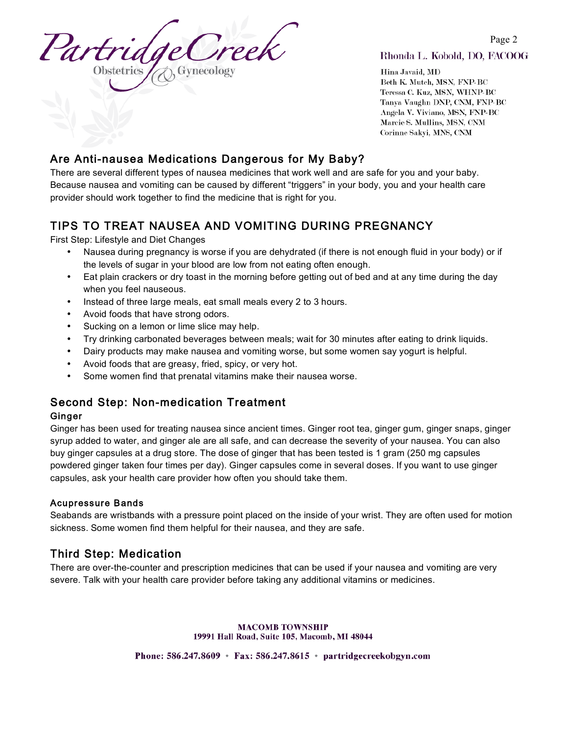## Are Anti-nausea Medications Dangerous for My Baby?

There are several different types of nausea medicines that work well and are safe for you and your baby. Because nausea and vomiting can be caused by different "triggers" in your body, you and your health care provider should work together to find the medicine that is right for you.

## TIPS TO TREAT NAUSEA AND VOMITING DURING PREGNANCY

First Step: Lifestyle and Diet Changes

- Nausea during pregnancy is worse if you are dehydrated (if there is not enough fluid in your body) or if the levels of sugar in your blood are low from not eating often enough.
- Eat plain crackers or dry toast in the morning before getting out of bed and at any time during the day when you feel nauseous.
- Instead of three large meals, eat small meals every 2 to 3 hours.
- Avoid foods that have strong odors.
- Sucking on a lemon or lime slice may help.
- Try drinking carbonated beverages between meals; wait for 30 minutes after eating to drink liquids.
- Dairy products may make nausea and vomiting worse, but some women say yogurt is helpful.
- Avoid foods that are greasy, fried, spicy, or very hot.
- Some women find that prenatal vitamins make their nausea worse.

## Second Step: Non-medication Treatment

### Ginger

Ginger has been used for treating nausea since ancient times. Ginger root tea, ginger gum, ginger snaps, ginger syrup added to water, and ginger ale are all safe, and can decrease the severity of your nausea. You can also buy ginger capsules at a drug store. The dose of ginger that has been tested is 1 gram (250 mg capsules powdered ginger taken four times per day). Ginger capsules come in several doses. If you want to use ginger capsules, ask your health care provider how often you should take them.

### Acupressure Bands

Seabands are wristbands with a pressure point placed on the inside of your wrist. They are often used for motion sickness. Some women find them helpful for their nausea, and they are safe.

## Third Step: Medication

There are over-the-counter and prescription medicines that can be used if your nausea and vomiting are very severe. Talk with your health care provider before taking any additional vitamins or medicines.